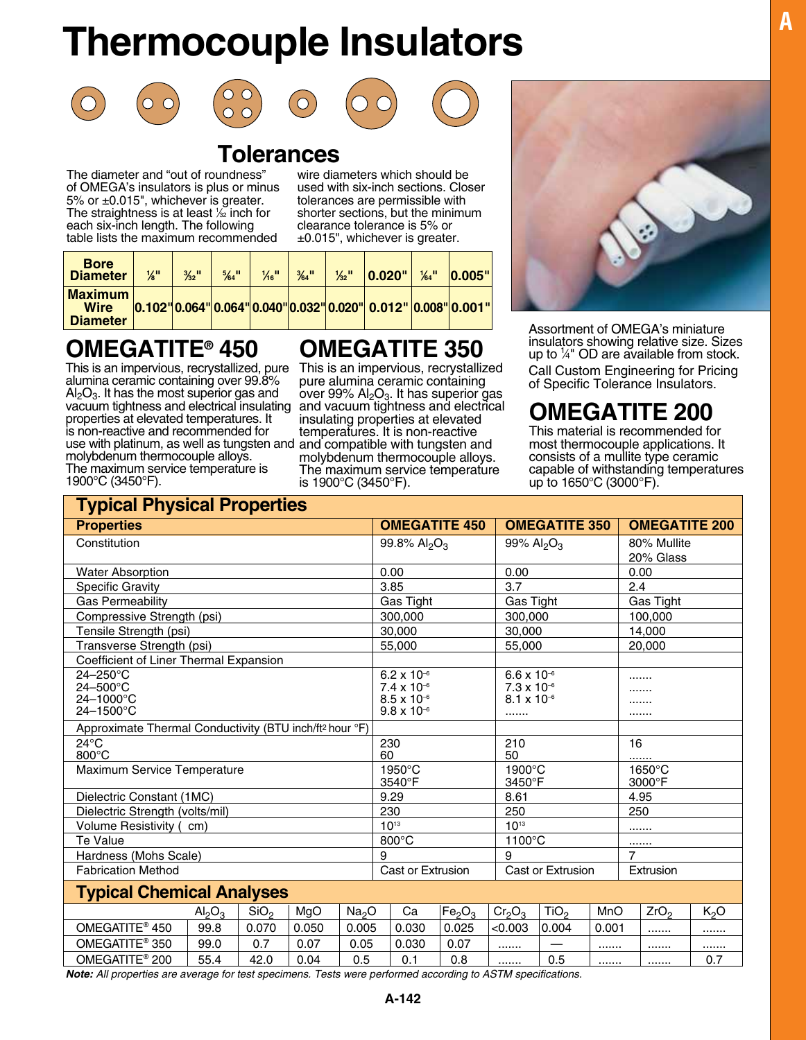# Thermocouple Insulators

## Tolerances

The diameter and "out of roundness" of OMEGA's insulators is plus or minus 5% or ±0.015", whichever is greater. The straightness is at least 1⁄32 inch for each six-inch length. The following table lists the maximum recommended wire diameters which should be used with six-inch sections. Closer tolerances are permissible with shorter sections, but the minimum clearance tolerance is 5% or ±0.015", whichever is greater.

| Bore Diameter | 1⁄8" | 3⁄32" | 5⁄64" | 1⁄16" | 3⁄64" | 1⁄32" | 0.020" | 1⁄64" | 0.005" |
|---|---|---|---|---|---|---|---|---|---|
| Maximum Wire Diameter | 0.102" | 0.064" | 0.064" | 0.040" | 0.032" | 0.020" | 0.012" | 0.008" | 0.001" |

## OMEGATITE® 450

This is an impervious, recrystallized, pure alumina ceramic containing over 99.8% $Al_2O_3$. It has the most superior gas and vacuum tightness and electrical insulating properties at elevated temperatures. It is non-reactive and recommended for use with platinum, as well as tungsten and molybdenum thermocouple alloys. The maximum service temperature is 1900°C (3450°F).

## OMEGATITE 350

This is an impervious, recrystallized pure alumina ceramic containing over 99% $Al_2O_3$. It has superior gas and vacuum tightness and electrical insulating properties at elevated temperatures. It is non-reactive and compatible with tungsten and molybdenum thermocouple alloys. The maximum service temperature is 1900°C (3450°F).

Assortment of OMEGA's miniature insulators showing relative size. Sizes up to 1⁄4" OD are available from stock.

Call Custom Engineering for Pricing of Specific Tolerance Insulators.

## OMEGATITE 200

This material is recommended for most thermocouple applications. It consists of a mullite type ceramic capable of withstanding temperatures up to 1650°C (3000°F).

## Typical Physical Properties

| Properties | OMEGATITE 450 | OMEGATITE 350 | OMEGATITE 200 |
|---|---|---|---|
| Constitution | 99.8% $Al_2O_3$ | 99% $Al_2O_3$ | 80% Mullite<br>20% Glass |
| Water Absorption | 0.00 | 0.00 | 0.00 |
| Specific Gravity | 3.85 | 3.7 | 2.4 |
| Gas Permeability | Gas Tight | Gas Tight | Gas Tight |
| Compressive Strength (psi) | 300,000 | 300,000 | 100,000 |
| Tensile Strength (psi) | 30,000 | 30,000 | 14,000 |
| Transverse Strength (psi) | 55,000 | 55,000 | 20,000 |
| Coefficient of Liner Thermal Expansion | | | |
| 24–250°C<br>24–500°C<br>24–1000°C<br>24–1500°C | $6.2 \times 10^{-6}$<br>$7.4 \times 10^{-6}$<br>$8.5 \times 10^{-6}$<br>$9.8 \times 10^{-6}$ | $6.6 \times 10^{-6}$<br>$7.3 \times 10^{-6}$<br>$8.1 \times 10^{-6}$<br>....... | .......<br>.......<br>.......<br>....... |
| Approximate Thermal Conductivity (BTU inch/ft² hour °F) | | | |
| 24°C<br>800°C | 230<br>60 | 210<br>50 | 16<br>....... |
| Maximum Service Temperature | 1950°C<br>3540°F | 1900°C<br>3450°F | 1650°C<br>3000°F |
| Dielectric Constant (1MC) | 9.29 | 8.61 | 4.95 |
| Dielectric Strength (volts/mil) | 230 | 250 | 250 |
| Volume Resistivity ( cm) | $10^{13}$ | $10^{13}$ | ....... |
| Te Value | 800°C | 1100°C | ....... |
| Hardness (Mohs Scale) | 9 | 9 | 7 |
| Fabrication Method | Cast or Extrusion | Cast or Extrusion | Extrusion |

## Typical Chemical Analyses

| | $Al_2O_3$ | $SiO_2$ | MgO | $Na_2O$ | Ca | $Fe_2O_3$ | $Cr_2O_3$ | $TiO_2$ | MnO | $ZrO_2$ | $K_2O$ |
|---|---|---|---|---|---|---|---|---|---|---|---|
| OMEGATITE® 450 | 99.8 | 0.070 | 0.050 | 0.005 | 0.030 | 0.025 | <0.003 | 0.004 | 0.001 | ....... | ....... |
| OMEGATITE® 350 | 99.0 | 0.7 | 0.07 | 0.05 | 0.030 | 0.07 | ....... | — | ....... | ....... | ....... |
| OMEGATITE® 200 | 55.4 | 42.0 | 0.04 | 0.5 | 0.1 | 0.8 | ....... | 0.5 | ....... | ....... | 0.7 |

***Note:** All properties are average for test specimens. Tests were performed according to ASTM specifications.*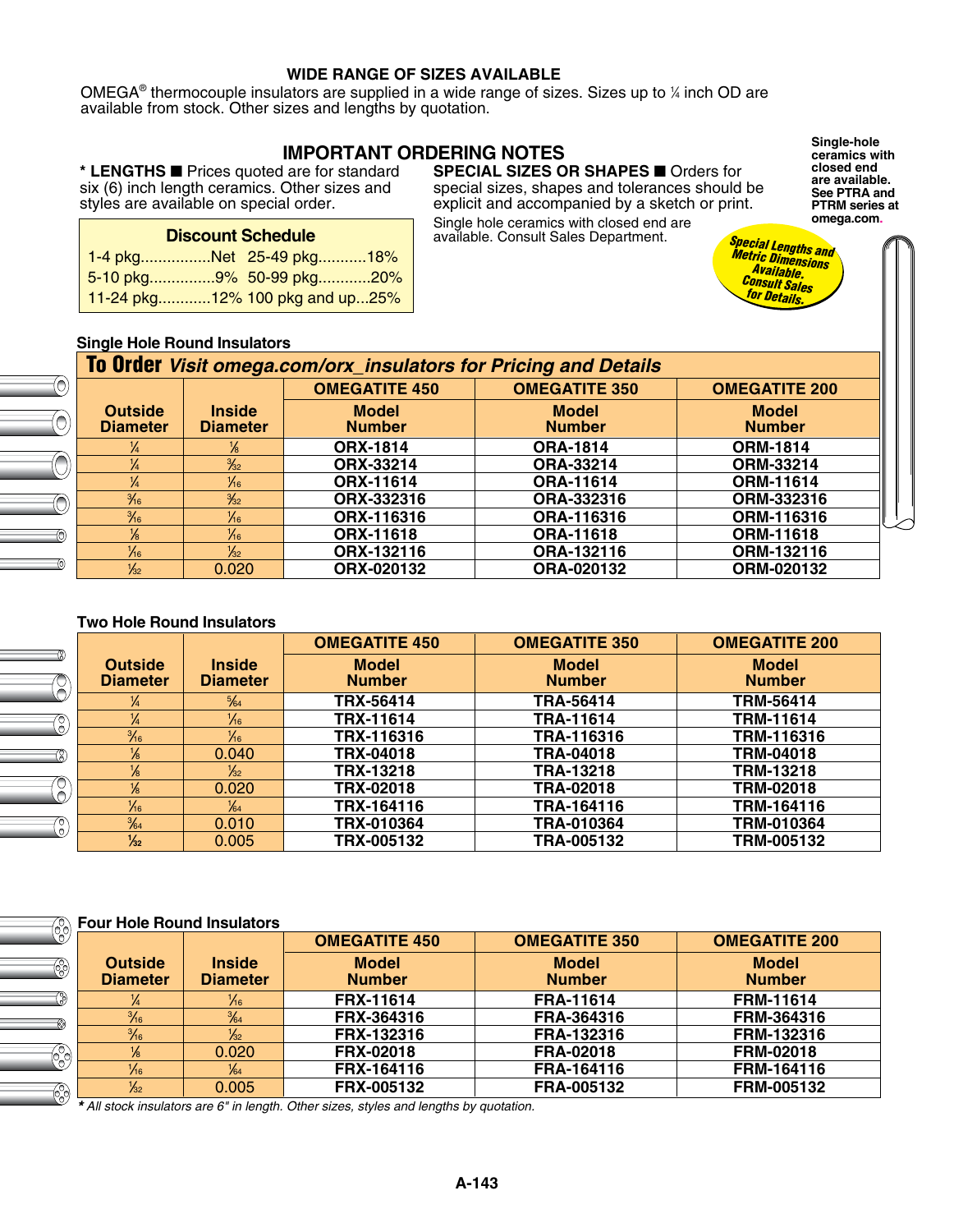### WIDE RANGE OF SIZES AVAILABLE

OMEGA® thermocouple insulators are supplied in a wide range of sizes. Sizes up to ¼ inch OD are available from stock. Other sizes and lengths by quotation.

## IMPORTANT ORDERING NOTES

*** LENGTHS** ■ Prices quoted are for standard six (6) inch length ceramics. Other sizes and styles are available on special order.

| Discount Schedule | |
|---|---|
| 1-4 pkg................Net | 25-49 pkg...........18% |
| 5-10 pkg...............9% | 50-99 pkg............20% |
| 11-24 pkg............12% | 100 pkg and up...25% |

**SPECIAL SIZES OR SHAPES** ■ Orders for special sizes, shapes and tolerances should be explicit and accompanied by a sketch or print.

Single hole ceramics with closed end are available. Consult Sales Department.

**Single-hole ceramics with closed end are available. See PTRA and PTRM series at omega.com.**

***Special Lengths and Metric Dimensions Available. Consult Sales for Details.***

### Single Hole Round Insulators

**To Order** *Visit omega.com/orx_insulators for Pricing and Details*

| Outside Diameter | Inside Diameter | OMEGATITE 450 Model Number | OMEGATITE 350 Model Number | OMEGATITE 200 Model Number |
|---|---|---|---|---|
| ¼ | ⅛ | ORX-1814 | ORA-1814 | ORM-1814 |
| ¼ | 3⁄32 | ORX-33214 | ORA-33214 | ORM-33214 |
| ¼ | 1⁄16 | ORX-11614 | ORA-11614 | ORM-11614 |
| 3⁄16 | 3⁄32 | ORX-332316 | ORA-332316 | ORM-332316 |
| 3⁄16 | 1⁄16 | ORX-116316 | ORA-116316 | ORM-116316 |
| ⅛ | 1⁄16 | ORX-11618 | ORA-11618 | ORM-11618 |
| 1⁄16 | 1⁄32 | ORX-132116 | ORA-132116 | ORM-132116 |
| 1⁄32 | 0.020 | ORX-020132 | ORA-020132 | ORM-020132 |

### Two Hole Round Insulators

| Outside Diameter | Inside Diameter | OMEGATITE 450 Model Number | OMEGATITE 350 Model Number | OMEGATITE 200 Model Number |
|---|---|---|---|---|
| ¼ | 5⁄64 | TRX-56414 | TRA-56414 | TRM-56414 |
| ¼ | 1⁄16 | TRX-11614 | TRA-11614 | TRM-11614 |
| 3⁄16 | 1⁄16 | TRX-116316 | TRA-116316 | TRM-116316 |
| ⅛ | 0.040 | TRX-04018 | TRA-04018 | TRM-04018 |
| ⅛ | 1⁄32 | TRX-13218 | TRA-13218 | TRM-13218 |
| ⅛ | 0.020 | TRX-02018 | TRA-02018 | TRM-02018 |
| 1⁄16 | 1⁄64 | TRX-164116 | TRA-164116 | TRM-164116 |
| 3⁄64 | 0.010 | TRX-010364 | TRA-010364 | TRM-010364 |
| 1⁄32 | 0.005 | TRX-005132 | TRA-005132 | TRM-005132 |

### Four Hole Round Insulators

| Outside Diameter | Inside Diameter | OMEGATITE 450 Model Number | OMEGATITE 350 Model Number | OMEGATITE 200 Model Number |
|---|---|---|---|---|
| ¼ | 1⁄16 | FRX-11614 | FRA-11614 | FRM-11614 |
| 3⁄16 | 3⁄64 | FRX-364316 | FRA-364316 | FRM-364316 |
| 3⁄16 | 1⁄32 | FRX-132316 | FRA-132316 | FRM-132316 |
| ⅛ | 0.020 | FRX-02018 | FRA-02018 | FRM-02018 |
| 1⁄16 | 1⁄64 | FRX-164116 | FRA-164116 | FRM-164116 |
| 1⁄32 | 0.005 | FRX-005132 | FRA-005132 | FRM-005132 |

*** *All stock insulators are 6" in length. Other sizes, styles and lengths by quotation.*